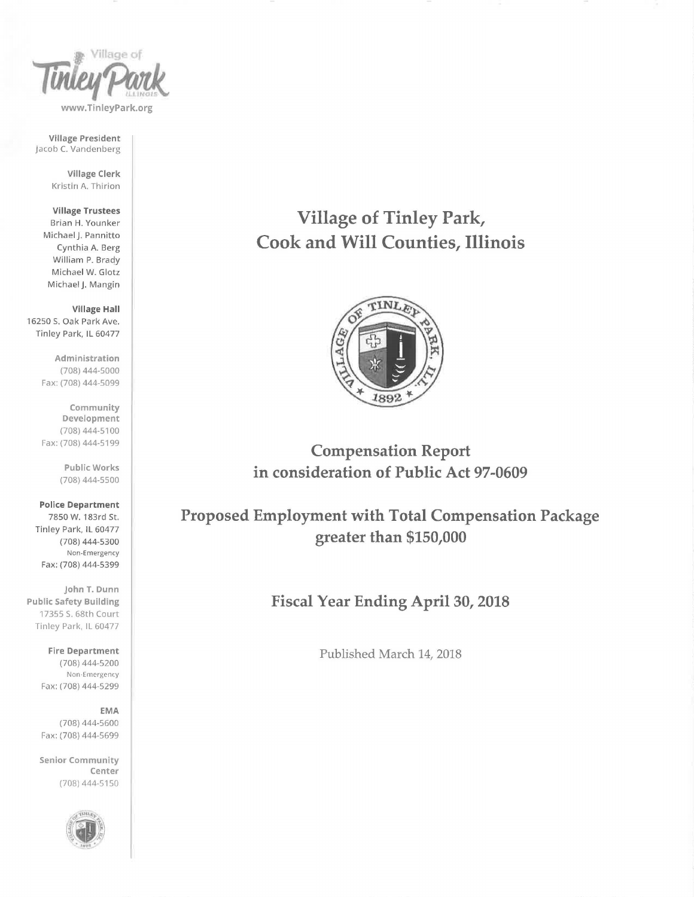Village of Tinley Park ILLINOIS

www.TinleyPark.org

**Village President**
Jacob C. Vandenberg

**Village Clerk**
Kristin A. Thirion

**Village Trustees**
Brian H. Younker
Michael J. Pannitto
Cynthia A. Berg
William P. Brady
Michael W. Glotz
Michael J. Mangin

**Village Hall**
16250 S. Oak Park Ave.
Tinley Park, IL 60477

**Administration**
(708) 444-5000
Fax: (708) 444-5099

**Community Development**
(708) 444-5100
Fax: (708) 444-5199

**Public Works**
(708) 444-5500

**Police Department**
7850 W. 183rd St.
Tinley Park, IL 60477
(708) 444-5300
Non-Emergency
Fax: (708) 444-5399

**John T. Dunn Public Safety Building**
17355 S. 68th Court
Tinley Park, IL 60477

**Fire Department**
(708) 444-5200
Non-Emergency
Fax: (708) 444-5299

**EMA**
(708) 444-5600
Fax: (708) 444-5699

**Senior Community Center**
(708) 444-5150

# Village of Tinley Park, Cook and Will Counties, Illinois

VILLAGE OF TINLEY PARK, ILL. 1892

## Compensation Report in consideration of Public Act 97-0609

## Proposed Employment with Total Compensation Package greater than $150,000

## Fiscal Year Ending April 30, 2018

Published March 14, 2018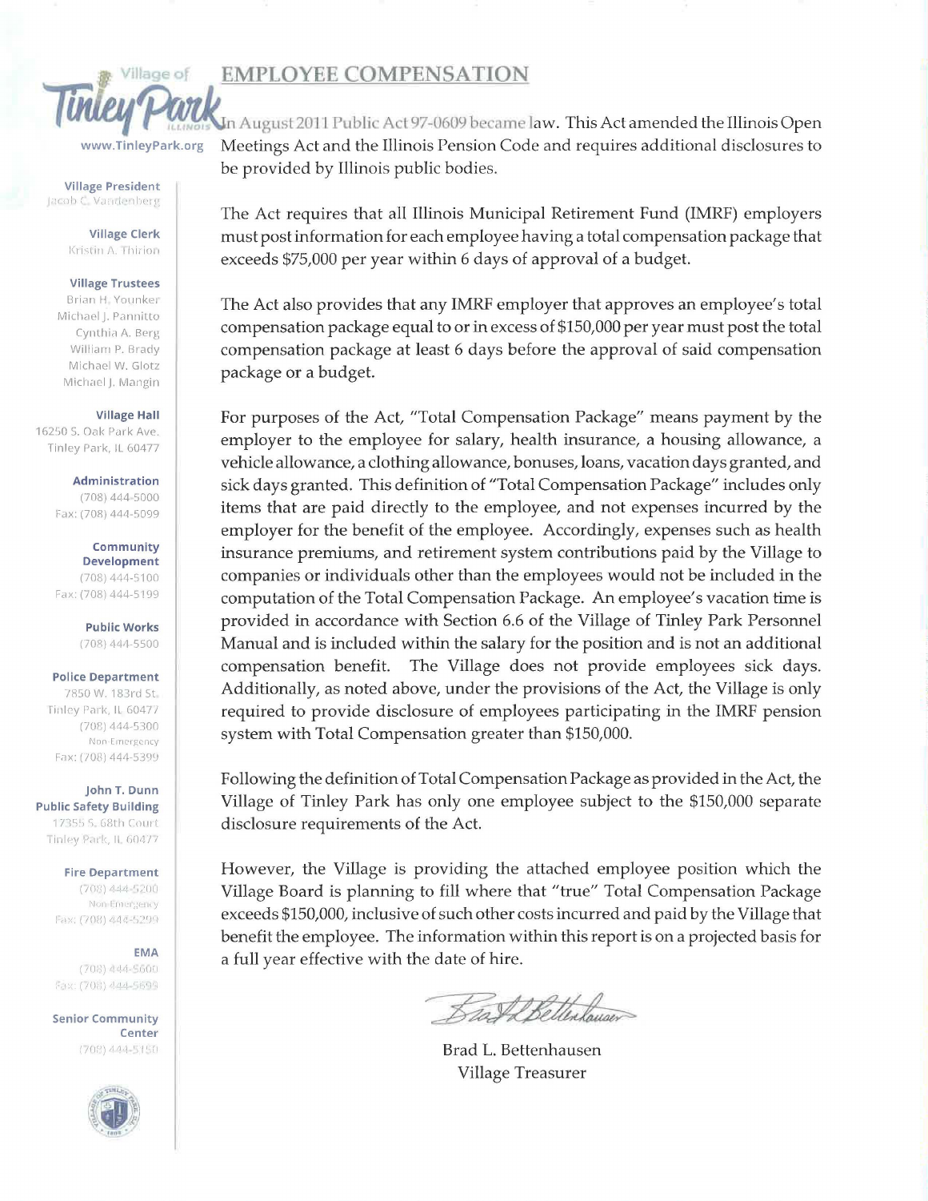Village of Tinley Park ILLINOIS

www.TinleyPark.org

**Village President**
Jacob C. Vandenberg

**Village Clerk**
Kristin A. Thirion

**Village Trustees**
Brian H. Younker
Michael J. Pannitto
Cynthia A. Berg
William P. Brady
Michael W. Glotz
Michael J. Mangin

**Village Hall**
16250 S. Oak Park Ave.
Tinley Park, IL 60477

**Administration**
(708) 444-5000
Fax: (708) 444-5099

**Community Development**
(708) 444-5100
Fax: (708) 444-5199

**Public Works**
(708) 444-5500

**Police Department**
7850 W. 183rd St.
Tinley Park, IL 60477
(708) 444-5300
Non-Emergency
Fax: (708) 444-5399

**John T. Dunn Public Safety Building**
17355 S. 68th Court
Tinley Park, IL 60477

**Fire Department**
(708) 444-5200
Non-Emergency
Fax: (708) 444-5299

**EMA**
(708) 444-5600
Fax: (708) 444-5699

**Senior Community Center**
(708) 444-5150

# EMPLOYEE COMPENSATION

In August 2011 Public Act 97-0609 became law. This Act amended the Illinois Open Meetings Act and the Illinois Pension Code and requires additional disclosures to be provided by Illinois public bodies.

The Act requires that all Illinois Municipal Retirement Fund (IMRF) employers must post information for each employee having a total compensation package that exceeds $75,000 per year within 6 days of approval of a budget.

The Act also provides that any IMRF employer that approves an employee's total compensation package equal to or in excess of $150,000 per year must post the total compensation package at least 6 days before the approval of said compensation package or a budget.

For purposes of the Act, "Total Compensation Package" means payment by the employer to the employee for salary, health insurance, a housing allowance, a vehicle allowance, a clothing allowance, bonuses, loans, vacation days granted, and sick days granted. This definition of "Total Compensation Package" includes only items that are paid directly to the employee, and not expenses incurred by the employer for the benefit of the employee. Accordingly, expenses such as health insurance premiums, and retirement system contributions paid by the Village to companies or individuals other than the employees would not be included in the computation of the Total Compensation Package. An employee's vacation time is provided in accordance with Section 6.6 of the Village of Tinley Park Personnel Manual and is included within the salary for the position and is not an additional compensation benefit. The Village does not provide employees sick days. Additionally, as noted above, under the provisions of the Act, the Village is only required to provide disclosure of employees participating in the IMRF pension system with Total Compensation greater than $150,000.

Following the definition of Total Compensation Package as provided in the Act, the Village of Tinley Park has only one employee subject to the $150,000 separate disclosure requirements of the Act.

However, the Village is providing the attached employee position which the Village Board is planning to fill where that "true" Total Compensation Package exceeds $150,000, inclusive of such other costs incurred and paid by the Village that benefit the employee. The information within this report is on a projected basis for a full year effective with the date of hire.

Brad L. Bettenhausen
Village Treasurer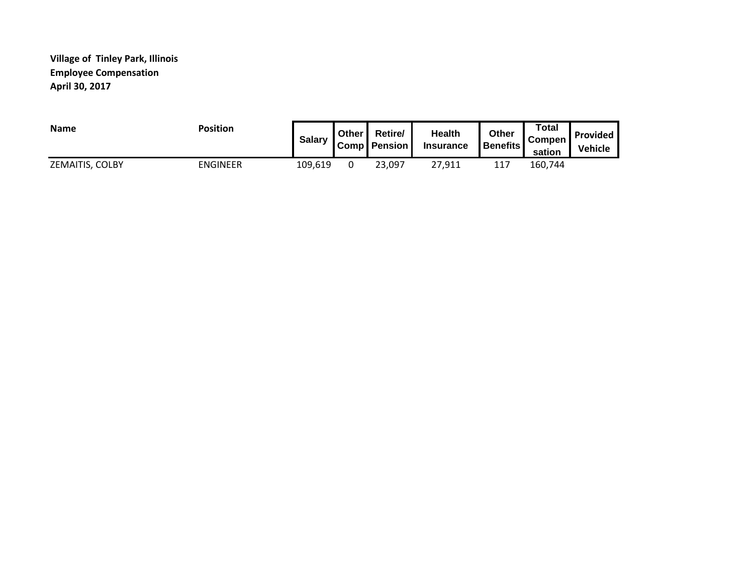**Village of Tinley Park, Illinois**
**Employee Compensation**
**April 30, 2017**

| Name | Position | Salary | Other Comp | Retire/ Pension | Health Insurance | Other Benefits | Total Compen sation | Provided Vehicle |
|---|---|---|---|---|---|---|---|---|
| ZEMAITIS, COLBY | ENGINEER | 109,619 | 0 | 23,097 | 27,911 | 117 | 160,744 | |